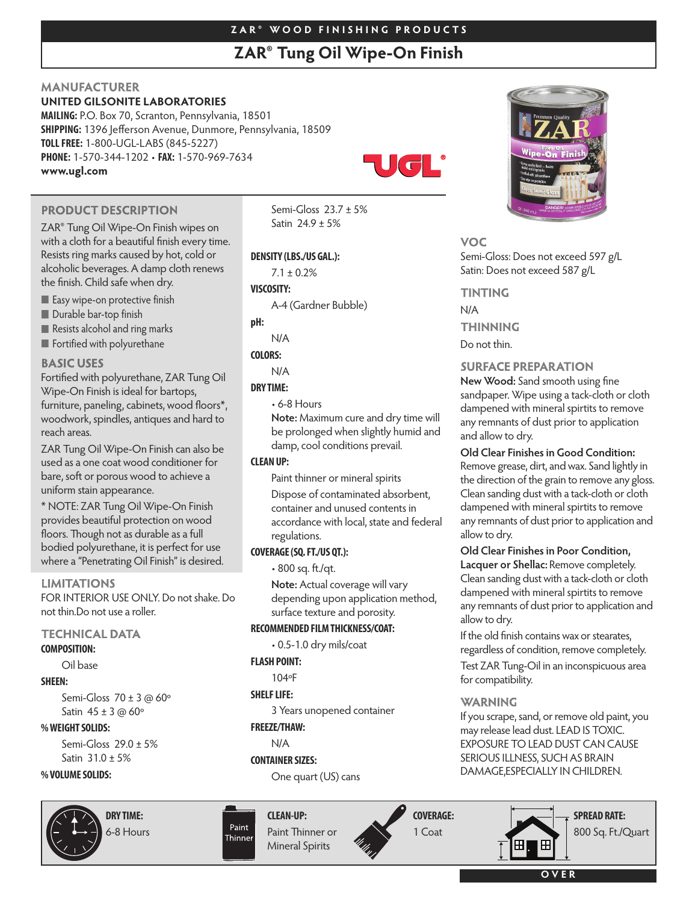ZAR® WOOD FINISHING PRODUCTS

# ZAR® Tung Oil Wipe-On Finish

## MANUFACTURER

**UNITED GILSONITE LABORATORIES**
**MAILING:** P.O. Box 70, Scranton, Pennsylvania, 18501
**SHIPPING:** 1396 Jefferson Avenue, Dunmore, Pennsylvania, 18509
**TOLL FREE:** 1-800-UGL-LABS (845-5227)
**PHONE:** 1-570-344-1202 • **FAX:** 1-570-969-7634
**www.ugl.com**

## PRODUCT DESCRIPTION

ZAR® Tung Oil Wipe-On Finish wipes on with a cloth for a beautiful finish every time. Resists ring marks caused by hot, cold or alcoholic beverages. A damp cloth renews the finish. Child safe when dry.

- Easy wipe-on protective finish
- Durable bar-top finish
- Resists alcohol and ring marks
- Fortified with polyurethane

## BASIC USES

Fortified with polyurethane, ZAR Tung Oil Wipe-On Finish is ideal for bartops, furniture, paneling, cabinets, wood floors*, woodwork, spindles, antiques and hard to reach areas.

ZAR Tung Oil Wipe-On Finish can also be used as a one coat wood conditioner for bare, soft or porous wood to achieve a uniform stain appearance.

* NOTE: ZAR Tung Oil Wipe-On Finish provides beautiful protection on wood floors. Though not as durable as a full bodied polyurethane, it is perfect for use where a "Penetrating Oil Finish" is desired.

## LIMITATIONS

FOR INTERIOR USE ONLY. Do not shake. Do not thin.Do not use a roller.

## TECHNICAL DATA

**COMPOSITION:**
Oil base

**SHEEN:**
Semi-Gloss 70 ± 3 @ 60º
Satin 45 ± 3 @ 60º

**% WEIGHT SOLIDS:**
Semi-Gloss 29.0 ± 5%
Satin 31.0 ± 5%

**% VOLUME SOLIDS:**
Semi-Gloss 23.7 ± 5%
Satin 24.9 ± 5%

**DENSITY (LBS./US GAL.):**
7.1 ± 0.2%

**VISCOSITY:**
A-4 (Gardner Bubble)

**pH:**
N/A

**COLORS:**
N/A

**DRY TIME:**
- 6-8 Hours

**Note:** Maximum cure and dry time will be prolonged when slightly humid and damp, cool conditions prevail.

**CLEAN UP:**
Paint thinner or mineral spirits

Dispose of contaminated absorbent, container and unused contents in accordance with local, state and federal regulations.

**COVERAGE (SQ. FT./US QT.):**
- 800 sq. ft./qt.

**Note:** Actual coverage will vary depending upon application method, surface texture and porosity.

**RECOMMENDED FILM THICKNESS/COAT:**
- 0.5-1.0 dry mils/coat

**FLASH POINT:**
104ºF

**SHELF LIFE:**
3 Years unopened container

**FREEZE/THAW:**
N/A

**CONTAINER SIZES:**
One quart (US) cans

## VOC

Semi-Gloss: Does not exceed 597 g/L
Satin: Does not exceed 587 g/L

## TINTING

N/A

## THINNING

Do not thin.

## SURFACE PREPARATION

**New Wood:** Sand smooth using fine sandpaper. Wipe using a tack-cloth or cloth dampened with mineral spritits to remove any remnants of dust prior to application and allow to dry.

**Old Clear Finishes in Good Condition:** Remove grease, dirt, and wax. Sand lightly in the direction of the grain to remove any gloss. Clean sanding dust with a tack-cloth or cloth dampened with mineral spritits to remove any remnants of dust prior to application and allow to dry.

**Old Clear Finishes in Poor Condition, Lacquer or Shellac:** Remove completely. Clean sanding dust with a tack-cloth or cloth dampened with mineral spritits to remove any remnants of dust prior to application and allow to dry.

If the old finish contains wax or stearates, regardless of condition, remove completely.

Test ZAR Tung-Oil in an inconspicuous area for compatibility.

## WARNING

If you scrape, sand, or remove old paint, you may release lead dust. LEAD IS TOXIC. EXPOSURE TO LEAD DUST CAN CAUSE SERIOUS ILLNESS, SUCH AS BRAIN DAMAGE,ESPECIALLY IN CHILDREN.

| DRY TIME: | CLEAN-UP: | COVERAGE: | SPREAD RATE: |
|---|---|---|---|
| 6-8 Hours | Paint Thinner or Mineral Spirits | 1 Coat | 800 Sq. Ft./Quart |

OVER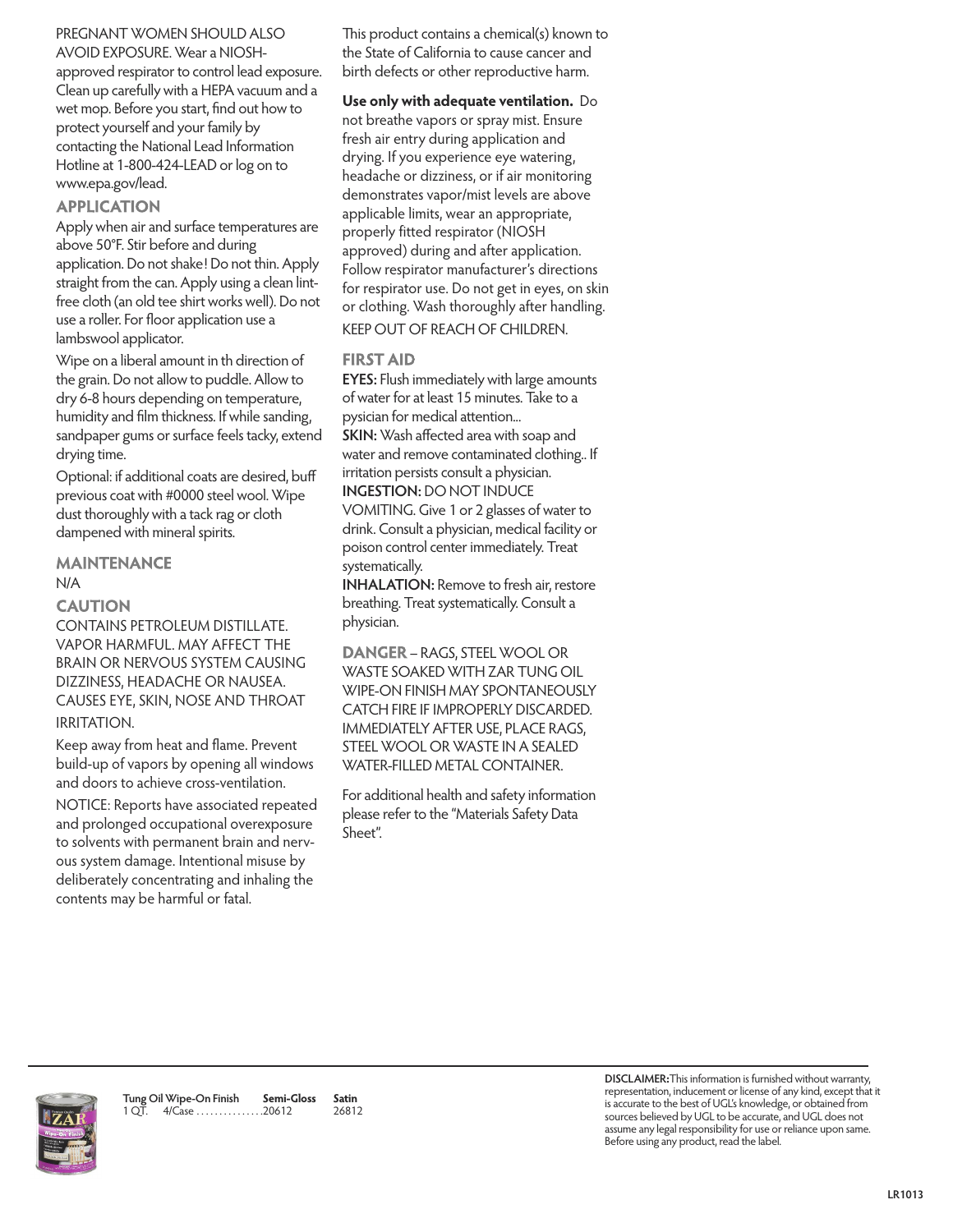PREGNANT WOMEN SHOULD ALSO AVOID EXPOSURE. Wear a NIOSH-approved respirator to control lead exposure. Clean up carefully with a HEPA vacuum and a wet mop. Before you start, find out how to protect yourself and your family by contacting the National Lead Information Hotline at 1-800-424-LEAD or log on to www.epa.gov/lead.

## APPLICATION

Apply when air and surface temperatures are above 50°F. Stir before and during application. Do not shake! Do not thin. Apply straight from the can. Apply using a clean lint-free cloth (an old tee shirt works well). Do not use a roller. For floor application use a lambswool applicator.

Wipe on a liberal amount in th direction of the grain. Do not allow to puddle. Allow to dry 6-8 hours depending on temperature, humidity and film thickness. If while sanding, sandpaper gums or surface feels tacky, extend drying time.

Optional: if additional coats are desired, buff previous coat with #0000 steel wool. Wipe dust thoroughly with a tack rag or cloth dampened with mineral spirits.

## MAINTENANCE

N/A

## CAUTION

CONTAINS PETROLEUM DISTILLATE. VAPOR HARMFUL. MAY AFFECT THE BRAIN OR NERVOUS SYSTEM CAUSING DIZZINESS, HEADACHE OR NAUSEA. CAUSES EYE, SKIN, NOSE AND THROAT IRRITATION.

Keep away from heat and flame. Prevent build-up of vapors by opening all windows and doors to achieve cross-ventilation.

NOTICE: Reports have associated repeated and prolonged occupational overexposure to solvents with permanent brain and nervous system damage. Intentional misuse by deliberately concentrating and inhaling the contents may be harmful or fatal.

This product contains a chemical(s) known to the State of California to cause cancer and birth defects or other reproductive harm.

**Use only with adequate ventilation.** Do not breathe vapors or spray mist. Ensure fresh air entry during application and drying. If you experience eye watering, headache or dizziness, or if air monitoring demonstrates vapor/mist levels are above applicable limits, wear an appropriate, properly fitted respirator (NIOSH approved) during and after application. Follow respirator manufacturer's directions for respirator use. Do not get in eyes, on skin or clothing. Wash thoroughly after handling.

KEEP OUT OF REACH OF CHILDREN.

## FIRST AID

**EYES:** Flush immediately with large amounts of water for at least 15 minutes. Take to a pysician for medical attention...

**SKIN:** Wash affected area with soap and water and remove contaminated clothing.. If irritation persists consult a physician.

**INGESTION:** DO NOT INDUCE VOMITING. Give 1 or 2 glasses of water to drink. Consult a physician, medical facility or poison control center immediately. Treat systematically.

**INHALATION:** Remove to fresh air, restore breathing. Treat systematically. Consult a physician.

**DANGER** – RAGS, STEEL WOOL OR WASTE SOAKED WITH ZAR TUNG OIL WIPE-ON FINISH MAY SPONTANEOUSLY CATCH FIRE IF IMPROPERLY DISCARDED. IMMEDIATELY AFTER USE, PLACE RAGS, STEEL WOOL OR WASTE IN A SEALED WATER-FILLED METAL CONTAINER.

For additional health and safety information please refer to the "Materials Safety Data Sheet".

| Tung Oil Wipe-On Finish | Semi-Gloss | Satin |
|---|---|---|
| 1 QT. 4/Case | 20612 | 26812 |

**DISCLAIMER:** This information is furnished without warranty, representation, inducement or license of any kind, except that it is accurate to the best of UGL's knowledge, or obtained from sources believed by UGL to be accurate, and UGL does not assume any legal responsibility for use or reliance upon same. Before using any product, read the label.

LR1013